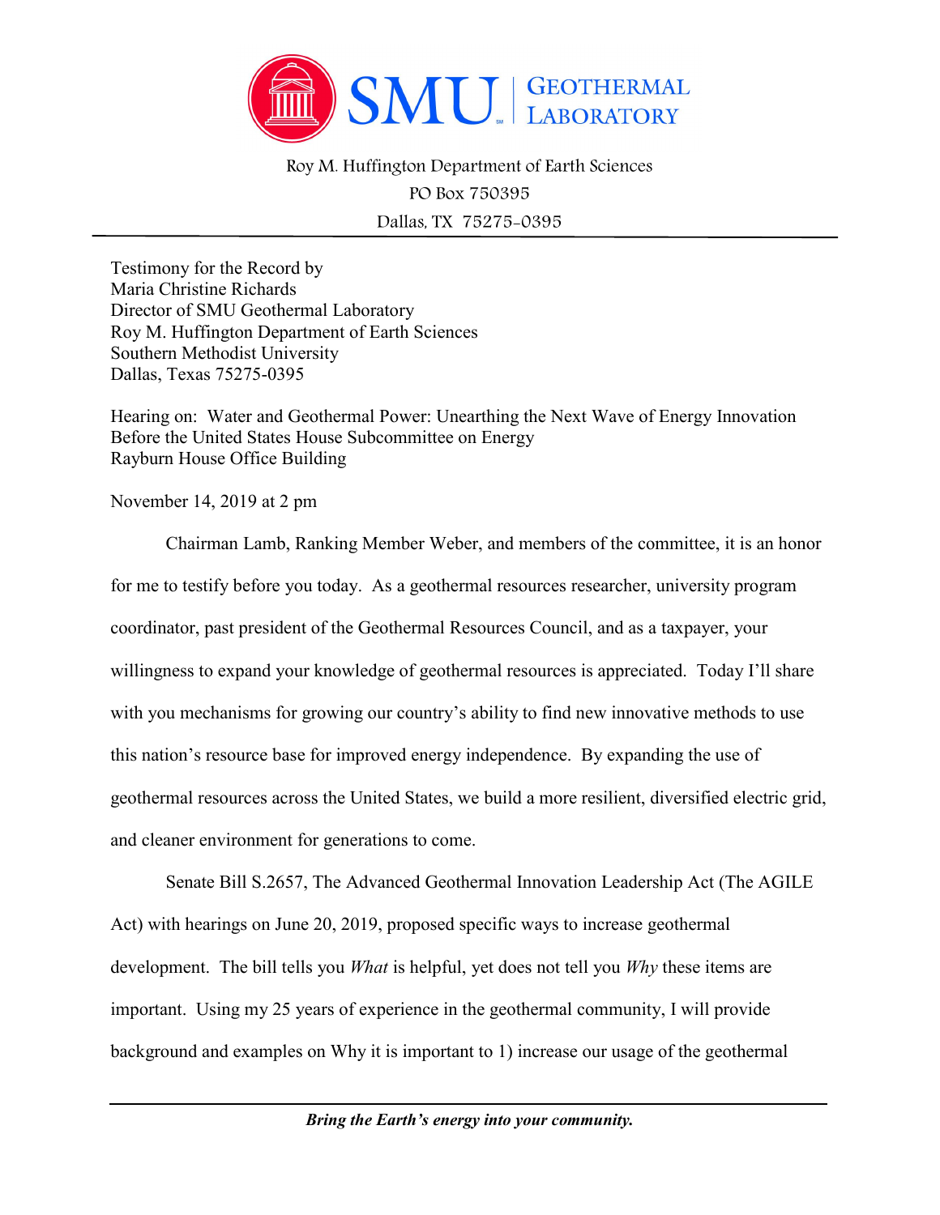SMU | GEOTHERMAL LABORATORY

Roy M. Huffington Department of Earth Sciences
PO Box 750395
Dallas, TX 75275-0395

Testimony for the Record by
Maria Christine Richards
Director of SMU Geothermal Laboratory
Roy M. Huffington Department of Earth Sciences
Southern Methodist University
Dallas, Texas 75275-0395

Hearing on: Water and Geothermal Power: Unearthing the Next Wave of Energy Innovation
Before the United States House Subcommittee on Energy
Rayburn House Office Building

November 14, 2019 at 2 pm

Chairman Lamb, Ranking Member Weber, and members of the committee, it is an honor for me to testify before you today. As a geothermal resources researcher, university program coordinator, past president of the Geothermal Resources Council, and as a taxpayer, your willingness to expand your knowledge of geothermal resources is appreciated. Today I'll share with you mechanisms for growing our country's ability to find new innovative methods to use this nation's resource base for improved energy independence. By expanding the use of geothermal resources across the United States, we build a more resilient, diversified electric grid, and cleaner environment for generations to come.

Senate Bill S.2657, The Advanced Geothermal Innovation Leadership Act (The AGILE Act) with hearings on June 20, 2019, proposed specific ways to increase geothermal development. The bill tells you *What* is helpful, yet does not tell you *Why* these items are important. Using my 25 years of experience in the geothermal community, I will provide background and examples on Why it is important to 1) increase our usage of the geothermal

***Bring the Earth's energy into your community.***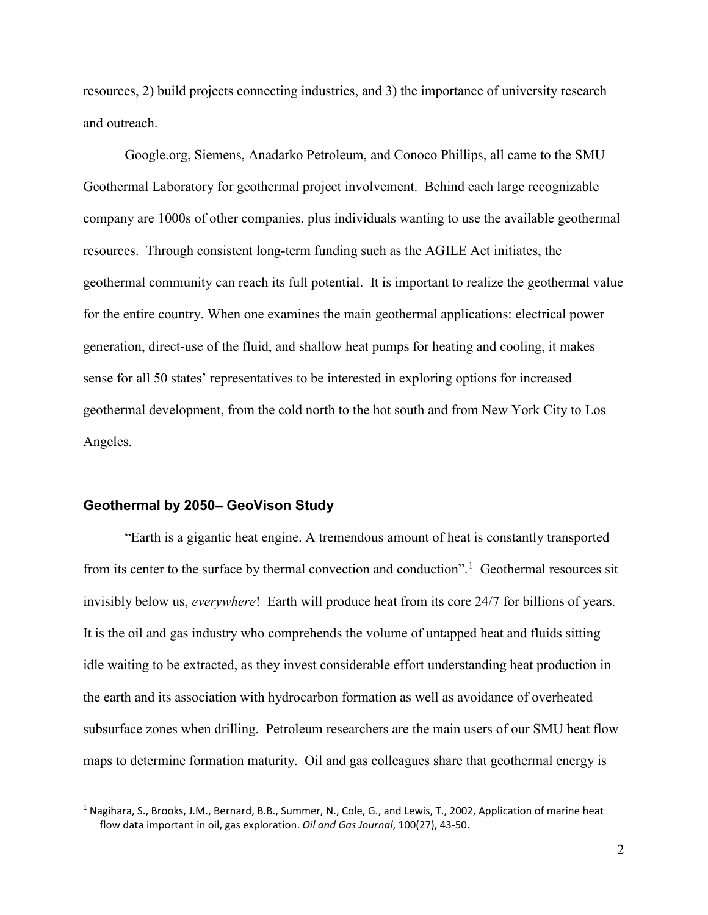resources, 2) build projects connecting industries, and 3) the importance of university research and outreach.

Google.org, Siemens, Anadarko Petroleum, and Conoco Phillips, all came to the SMU Geothermal Laboratory for geothermal project involvement. Behind each large recognizable company are 1000s of other companies, plus individuals wanting to use the available geothermal resources. Through consistent long-term funding such as the AGILE Act initiates, the geothermal community can reach its full potential. It is important to realize the geothermal value for the entire country. When one examines the main geothermal applications: electrical power generation, direct-use of the fluid, and shallow heat pumps for heating and cooling, it makes sense for all 50 states' representatives to be interested in exploring options for increased geothermal development, from the cold north to the hot south and from New York City to Los Angeles.

## Geothermal by 2050– GeoVison Study

"Earth is a gigantic heat engine. A tremendous amount of heat is constantly transported from its center to the surface by thermal convection and conduction".[1] Geothermal resources sit invisibly below us, *everywhere*! Earth will produce heat from its core 24/7 for billions of years. It is the oil and gas industry who comprehends the volume of untapped heat and fluids sitting idle waiting to be extracted, as they invest considerable effort understanding heat production in the earth and its association with hydrocarbon formation as well as avoidance of overheated subsurface zones when drilling. Petroleum researchers are the main users of our SMU heat flow maps to determine formation maturity. Oil and gas colleagues share that geothermal energy is

[1] Nagihara, S., Brooks, J.M., Bernard, B.B., Summer, N., Cole, G., and Lewis, T., 2002, Application of marine heat flow data important in oil, gas exploration. *Oil and Gas Journal*, 100(27), 43-50.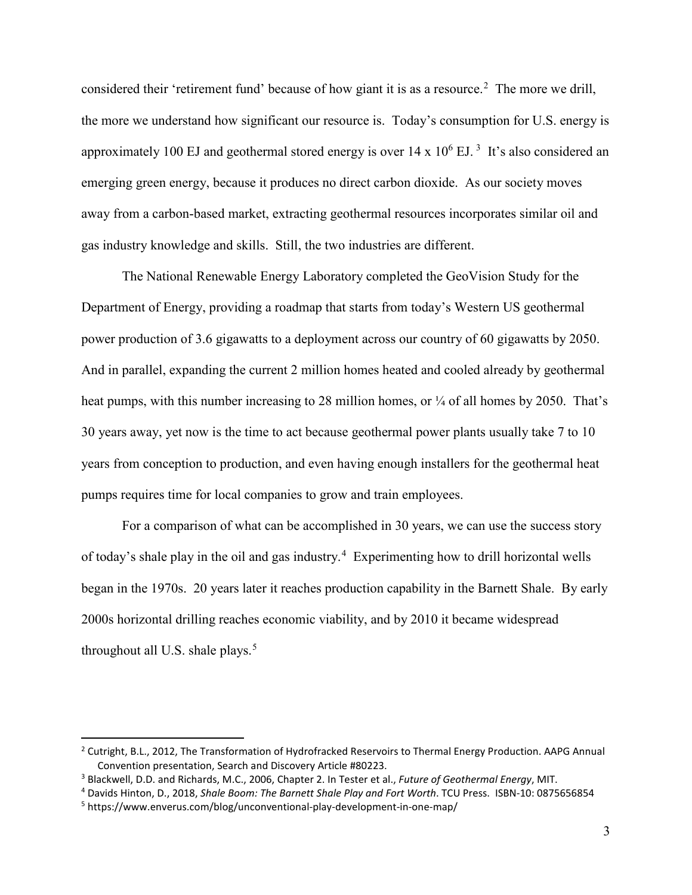considered their 'retirement fund' because of how giant it is as a resource.[2] The more we drill, the more we understand how significant our resource is. Today's consumption for U.S. energy is approximately 100 EJ and geothermal stored energy is over $14 \times 10^6$ EJ.[3] It's also considered an emerging green energy, because it produces no direct carbon dioxide. As our society moves away from a carbon-based market, extracting geothermal resources incorporates similar oil and gas industry knowledge and skills. Still, the two industries are different.

The National Renewable Energy Laboratory completed the GeoVision Study for the Department of Energy, providing a roadmap that starts from today's Western US geothermal power production of 3.6 gigawatts to a deployment across our country of 60 gigawatts by 2050. And in parallel, expanding the current 2 million homes heated and cooled already by geothermal heat pumps, with this number increasing to 28 million homes, or ¼ of all homes by 2050. That's 30 years away, yet now is the time to act because geothermal power plants usually take 7 to 10 years from conception to production, and even having enough installers for the geothermal heat pumps requires time for local companies to grow and train employees.

For a comparison of what can be accomplished in 30 years, we can use the success story of today's shale play in the oil and gas industry.[4] Experimenting how to drill horizontal wells began in the 1970s. 20 years later it reaches production capability in the Barnett Shale. By early 2000s horizontal drilling reaches economic viability, and by 2010 it became widespread throughout all U.S. shale plays.[5]

---

[2] Cutright, B.L., 2012, The Transformation of Hydrofracked Reservoirs to Thermal Energy Production. AAPG Annual Convention presentation, Search and Discovery Article #80223.

[3] Blackwell, D.D. and Richards, M.C., 2006, Chapter 2. In Tester et al., *Future of Geothermal Energy*, MIT.

[4] Davids Hinton, D., 2018, *Shale Boom: The Barnett Shale Play and Fort Worth*. TCU Press. ISBN-10: 0875656854

[5] https://www.enverus.com/blog/unconventional-play-development-in-one-map/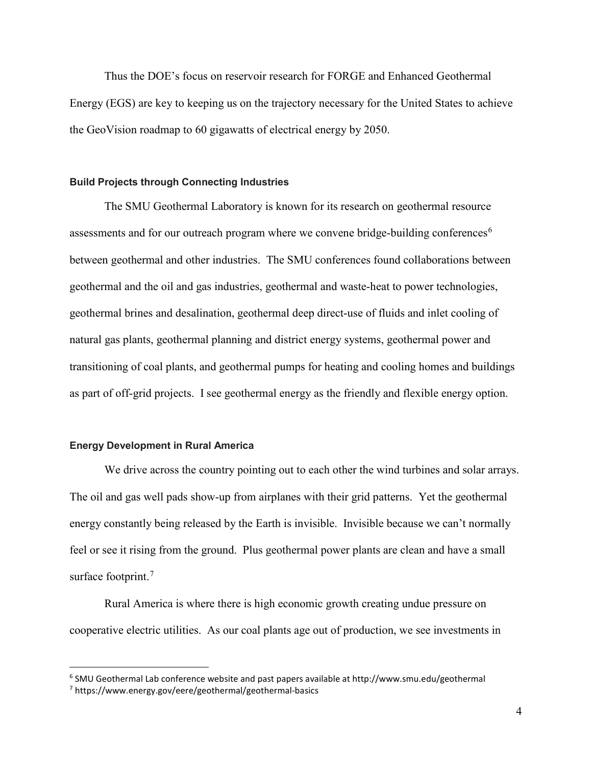Thus the DOE's focus on reservoir research for FORGE and Enhanced Geothermal Energy (EGS) are key to keeping us on the trajectory necessary for the United States to achieve the GeoVision roadmap to 60 gigawatts of electrical energy by 2050.

### Build Projects through Connecting Industries

The SMU Geothermal Laboratory is known for its research on geothermal resource assessments and for our outreach program where we convene bridge-building conferences[6] between geothermal and other industries. The SMU conferences found collaborations between geothermal and the oil and gas industries, geothermal and waste-heat to power technologies, geothermal brines and desalination, geothermal deep direct-use of fluids and inlet cooling of natural gas plants, geothermal planning and district energy systems, geothermal power and transitioning of coal plants, and geothermal pumps for heating and cooling homes and buildings as part of off-grid projects. I see geothermal energy as the friendly and flexible energy option.

### Energy Development in Rural America

We drive across the country pointing out to each other the wind turbines and solar arrays. The oil and gas well pads show-up from airplanes with their grid patterns. Yet the geothermal energy constantly being released by the Earth is invisible. Invisible because we can't normally feel or see it rising from the ground. Plus geothermal power plants are clean and have a small surface footprint.[7]

Rural America is where there is high economic growth creating undue pressure on cooperative electric utilities. As our coal plants age out of production, we see investments in

---

[6] SMU Geothermal Lab conference website and past papers available at http://www.smu.edu/geothermal

[7] https://www.energy.gov/eere/geothermal/geothermal-basics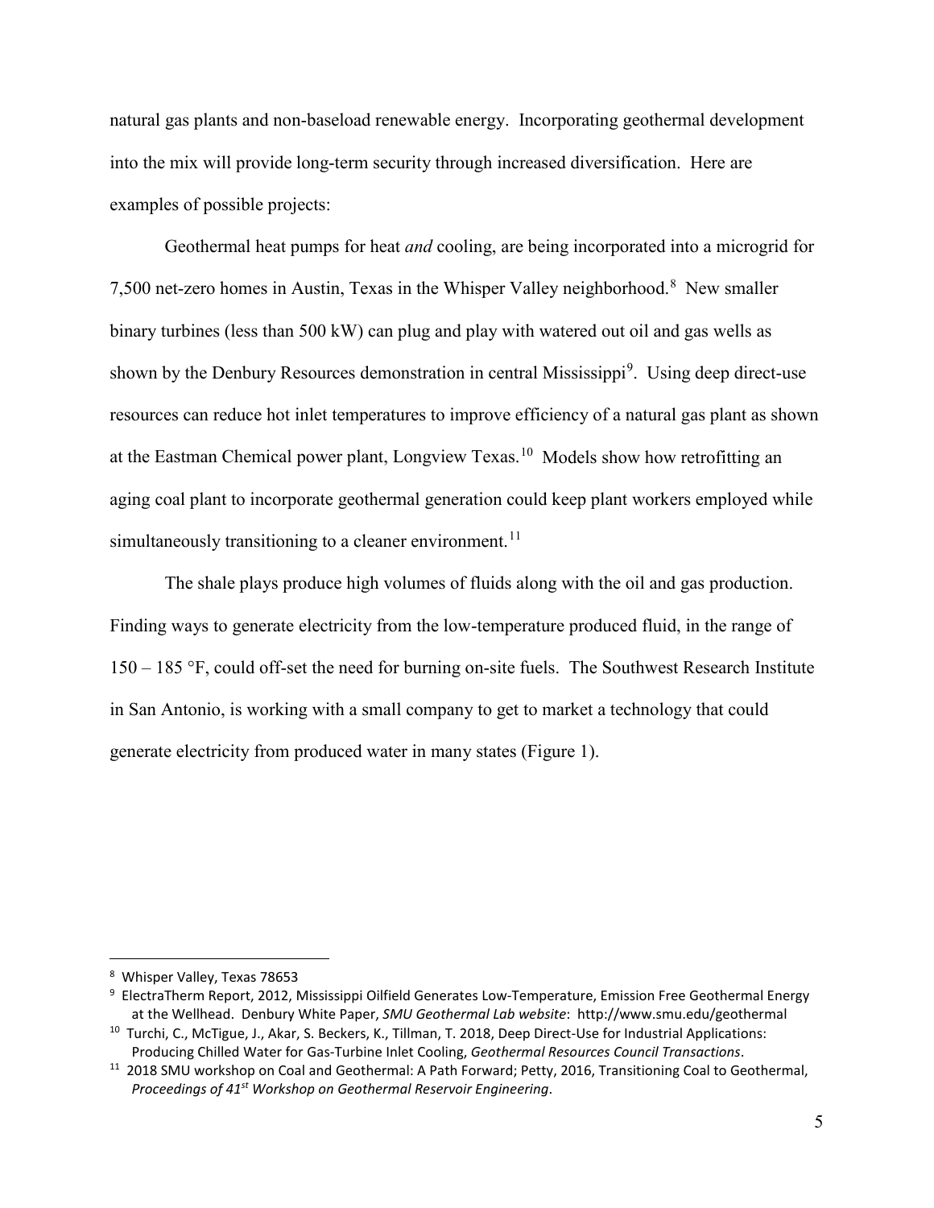natural gas plants and non-baseload renewable energy. Incorporating geothermal development into the mix will provide long-term security through increased diversification. Here are examples of possible projects:

Geothermal heat pumps for heat *and* cooling, are being incorporated into a microgrid for 7,500 net-zero homes in Austin, Texas in the Whisper Valley neighborhood.[8] New smaller binary turbines (less than 500 kW) can plug and play with watered out oil and gas wells as shown by the Denbury Resources demonstration in central Mississippi[9]. Using deep direct-use resources can reduce hot inlet temperatures to improve efficiency of a natural gas plant as shown at the Eastman Chemical power plant, Longview Texas.[10] Models show how retrofitting an aging coal plant to incorporate geothermal generation could keep plant workers employed while simultaneously transitioning to a cleaner environment.[11]

The shale plays produce high volumes of fluids along with the oil and gas production. Finding ways to generate electricity from the low-temperature produced fluid, in the range of 150 – 185 °F, could off-set the need for burning on-site fuels. The Southwest Research Institute in San Antonio, is working with a small company to get to market a technology that could generate electricity from produced water in many states (Figure 1).

---

[8] Whisper Valley, Texas 78653

[9] ElectraTherm Report, 2012, Mississippi Oilfield Generates Low-Temperature, Emission Free Geothermal Energy at the Wellhead. Denbury White Paper, *SMU Geothermal Lab website*: http://www.smu.edu/geothermal

[10] Turchi, C., McTigue, J., Akar, S. Beckers, K., Tillman, T. 2018, Deep Direct-Use for Industrial Applications: Producing Chilled Water for Gas-Turbine Inlet Cooling, *Geothermal Resources Council Transactions*.

[11] 2018 SMU workshop on Coal and Geothermal: A Path Forward; Petty, 2016, Transitioning Coal to Geothermal, *Proceedings of 41st Workshop on Geothermal Reservoir Engineering*.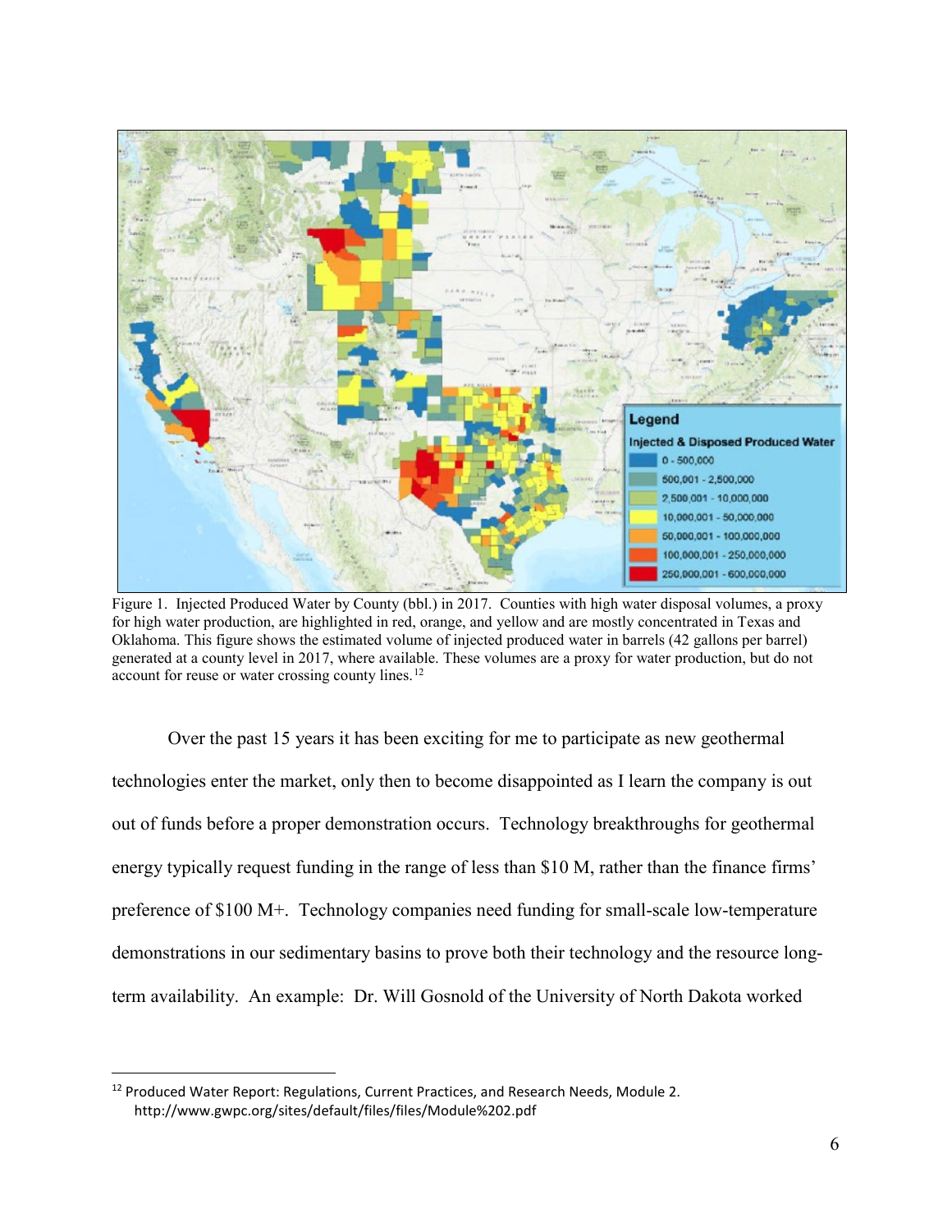Figure 1. Injected Produced Water by County (bbl.) in 2017. Counties with high water disposal volumes, a proxy for high water production, are highlighted in red, orange, and yellow and are mostly concentrated in Texas and Oklahoma. This figure shows the estimated volume of injected produced water in barrels (42 gallons per barrel) generated at a county level in 2017, where available. These volumes are a proxy for water production, but do not account for reuse or water crossing county lines.[12]

Over the past 15 years it has been exciting for me to participate as new geothermal technologies enter the market, only then to become disappointed as I learn the company is out out of funds before a proper demonstration occurs. Technology breakthroughs for geothermal energy typically request funding in the range of less than \$10 M, rather than the finance firms' preference of \$100 M+. Technology companies need funding for small-scale low-temperature demonstrations in our sedimentary basins to prove both their technology and the resource long-term availability. An example: Dr. Will Gosnold of the University of North Dakota worked

---

[12] Produced Water Report: Regulations, Current Practices, and Research Needs, Module 2. http://www.gwpc.org/sites/default/files/files/Module%202.pdf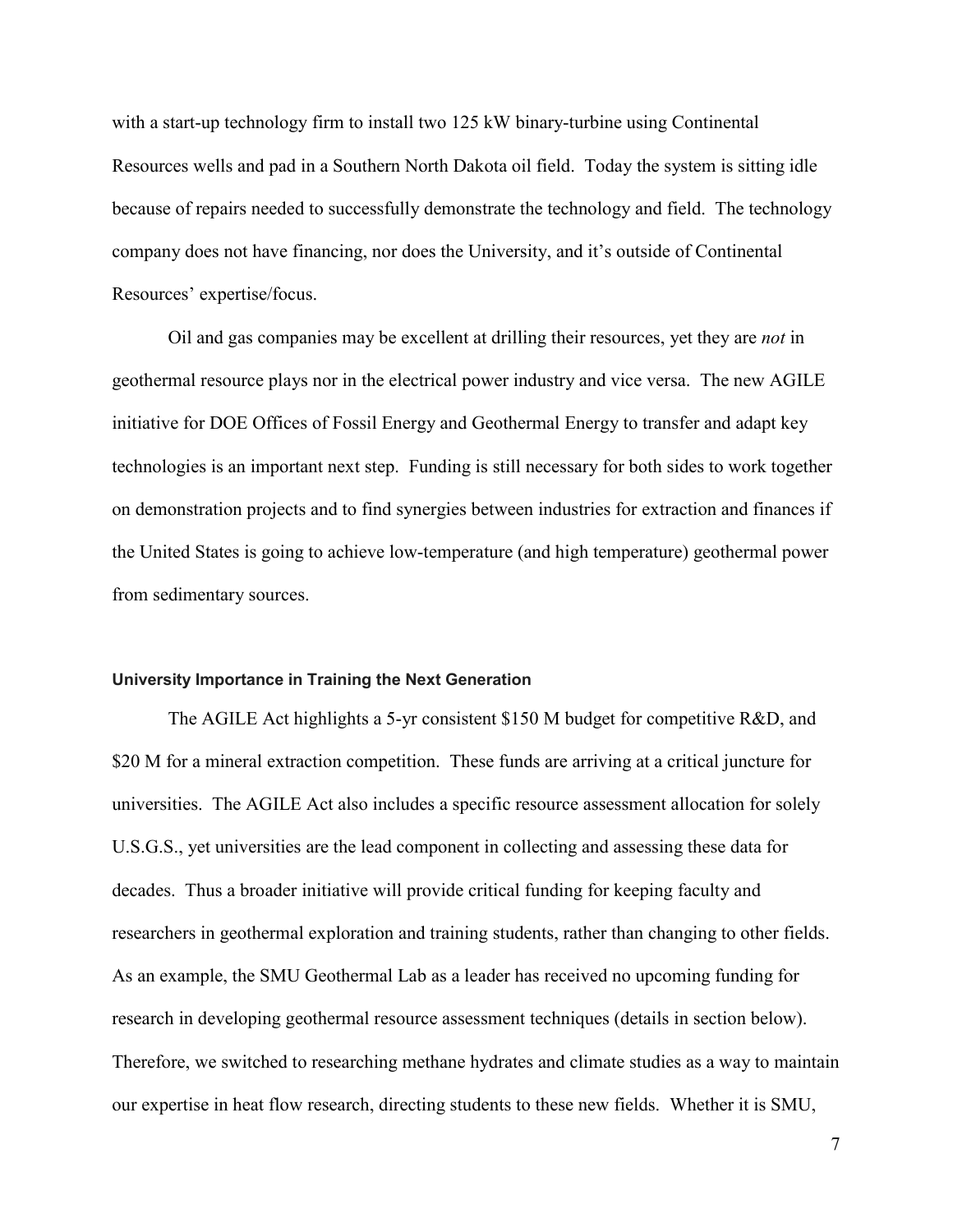with a start-up technology firm to install two 125 kW binary-turbine using Continental Resources wells and pad in a Southern North Dakota oil field. Today the system is sitting idle because of repairs needed to successfully demonstrate the technology and field. The technology company does not have financing, nor does the University, and it's outside of Continental Resources' expertise/focus.

Oil and gas companies may be excellent at drilling their resources, yet they are *not* in geothermal resource plays nor in the electrical power industry and vice versa. The new AGILE initiative for DOE Offices of Fossil Energy and Geothermal Energy to transfer and adapt key technologies is an important next step. Funding is still necessary for both sides to work together on demonstration projects and to find synergies between industries for extraction and finances if the United States is going to achieve low-temperature (and high temperature) geothermal power from sedimentary sources.

#### University Importance in Training the Next Generation

The AGILE Act highlights a 5-yr consistent $150 M budget for competitive R&D, and $20 M for a mineral extraction competition. These funds are arriving at a critical juncture for universities. The AGILE Act also includes a specific resource assessment allocation for solely U.S.G.S., yet universities are the lead component in collecting and assessing these data for decades. Thus a broader initiative will provide critical funding for keeping faculty and researchers in geothermal exploration and training students, rather than changing to other fields. As an example, the SMU Geothermal Lab as a leader has received no upcoming funding for research in developing geothermal resource assessment techniques (details in section below). Therefore, we switched to researching methane hydrates and climate studies as a way to maintain our expertise in heat flow research, directing students to these new fields. Whether it is SMU,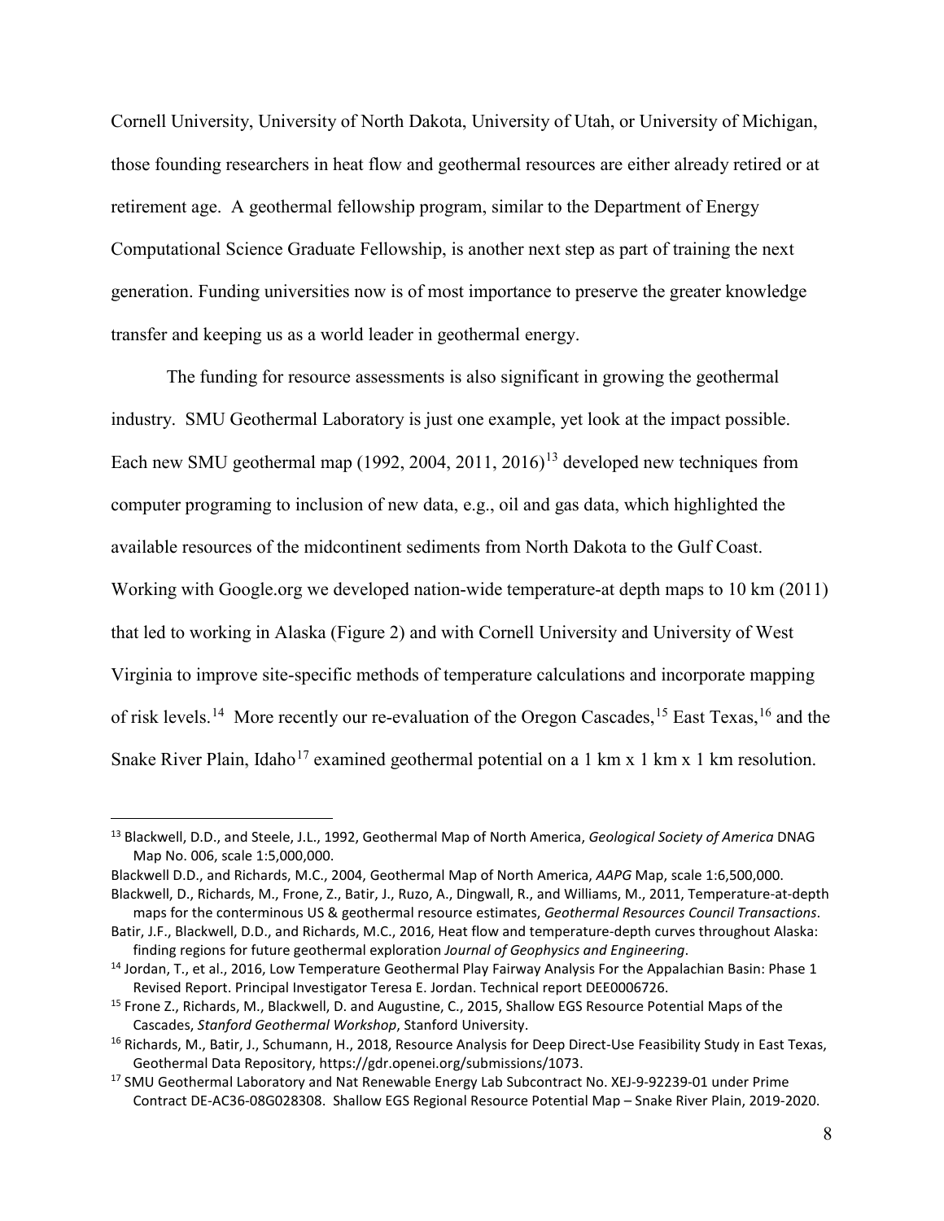Cornell University, University of North Dakota, University of Utah, or University of Michigan, those founding researchers in heat flow and geothermal resources are either already retired or at retirement age. A geothermal fellowship program, similar to the Department of Energy Computational Science Graduate Fellowship, is another next step as part of training the next generation. Funding universities now is of most importance to preserve the greater knowledge transfer and keeping us as a world leader in geothermal energy.

The funding for resource assessments is also significant in growing the geothermal industry. SMU Geothermal Laboratory is just one example, yet look at the impact possible. Each new SMU geothermal map (1992, 2004, 2011, 2016)[13] developed new techniques from computer programing to inclusion of new data, e.g., oil and gas data, which highlighted the available resources of the midcontinent sediments from North Dakota to the Gulf Coast. Working with Google.org we developed nation-wide temperature-at depth maps to 10 km (2011) that led to working in Alaska (Figure 2) and with Cornell University and University of West Virginia to improve site-specific methods of temperature calculations and incorporate mapping of risk levels.[14] More recently our re-evaluation of the Oregon Cascades,[15] East Texas,[16] and the Snake River Plain, Idaho[17] examined geothermal potential on a 1 km x 1 km x 1 km resolution.

---

[13] Blackwell, D.D., and Steele, J.L., 1992, Geothermal Map of North America, *Geological Society of America* DNAG Map No. 006, scale 1:5,000,000.

Blackwell D.D., and Richards, M.C., 2004, Geothermal Map of North America, *AAPG* Map, scale 1:6,500,000.

Blackwell, D., Richards, M., Frone, Z., Batir, J., Ruzo, A., Dingwall, R., and Williams, M., 2011, Temperature-at-depth maps for the conterminous US & geothermal resource estimates, *Geothermal Resources Council Transactions*.

Batir, J.F., Blackwell, D.D., and Richards, M.C., 2016, Heat flow and temperature-depth curves throughout Alaska: finding regions for future geothermal exploration *Journal of Geophysics and Engineering*.

[14] Jordan, T., et al., 2016, Low Temperature Geothermal Play Fairway Analysis For the Appalachian Basin: Phase 1 Revised Report. Principal Investigator Teresa E. Jordan. Technical report DEE0006726.

[15] Frone Z., Richards, M., Blackwell, D. and Augustine, C., 2015, Shallow EGS Resource Potential Maps of the Cascades, *Stanford Geothermal Workshop*, Stanford University.

[16] Richards, M., Batir, J., Schumann, H., 2018, Resource Analysis for Deep Direct-Use Feasibility Study in East Texas, Geothermal Data Repository, https://gdr.openei.org/submissions/1073.

[17] SMU Geothermal Laboratory and Nat Renewable Energy Lab Subcontract No. XEJ-9-92239-01 under Prime Contract DE-AC36-08G028308. Shallow EGS Regional Resource Potential Map – Snake River Plain, 2019-2020.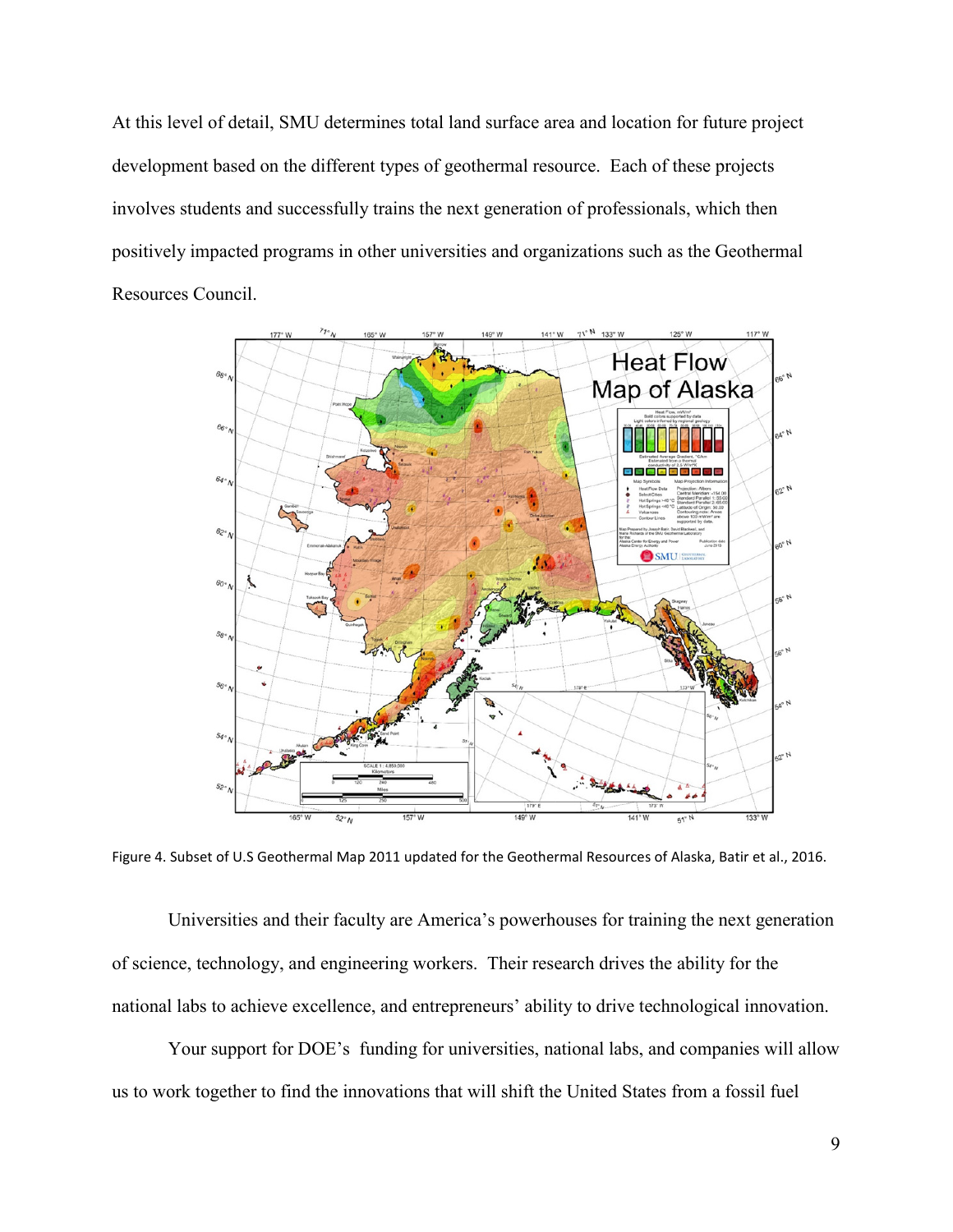At this level of detail, SMU determines total land surface area and location for future project development based on the different types of geothermal resource. Each of these projects involves students and successfully trains the next generation of professionals, which then positively impacted programs in other universities and organizations such as the Geothermal Resources Council.

Figure 4. Subset of U.S Geothermal Map 2011 updated for the Geothermal Resources of Alaska, Batir et al., 2016.

Universities and their faculty are America's powerhouses for training the next generation of science, technology, and engineering workers. Their research drives the ability for the national labs to achieve excellence, and entrepreneurs' ability to drive technological innovation.

Your support for DOE's funding for universities, national labs, and companies will allow us to work together to find the innovations that will shift the United States from a fossil fuel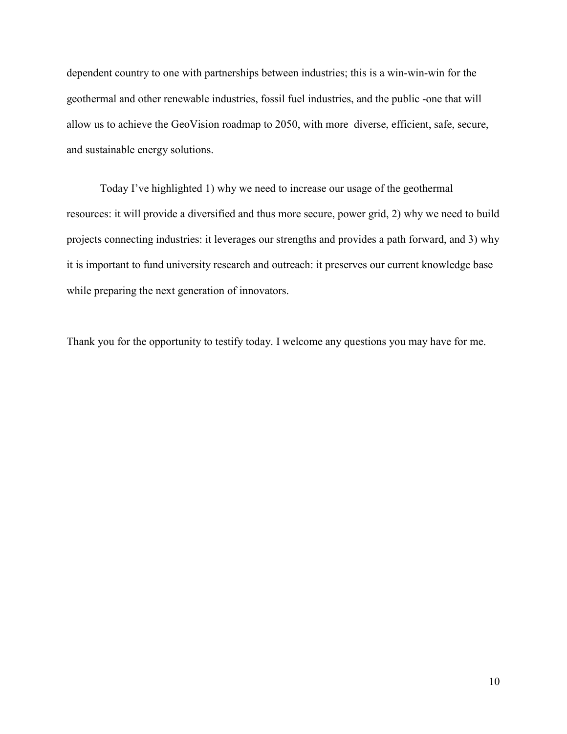dependent country to one with partnerships between industries; this is a win-win-win for the geothermal and other renewable industries, fossil fuel industries, and the public -one that will allow us to achieve the GeoVision roadmap to 2050, with more diverse, efficient, safe, secure, and sustainable energy solutions.

Today I've highlighted 1) why we need to increase our usage of the geothermal resources: it will provide a diversified and thus more secure, power grid, 2) why we need to build projects connecting industries: it leverages our strengths and provides a path forward, and 3) why it is important to fund university research and outreach: it preserves our current knowledge base while preparing the next generation of innovators.

Thank you for the opportunity to testify today. I welcome any questions you may have for me.